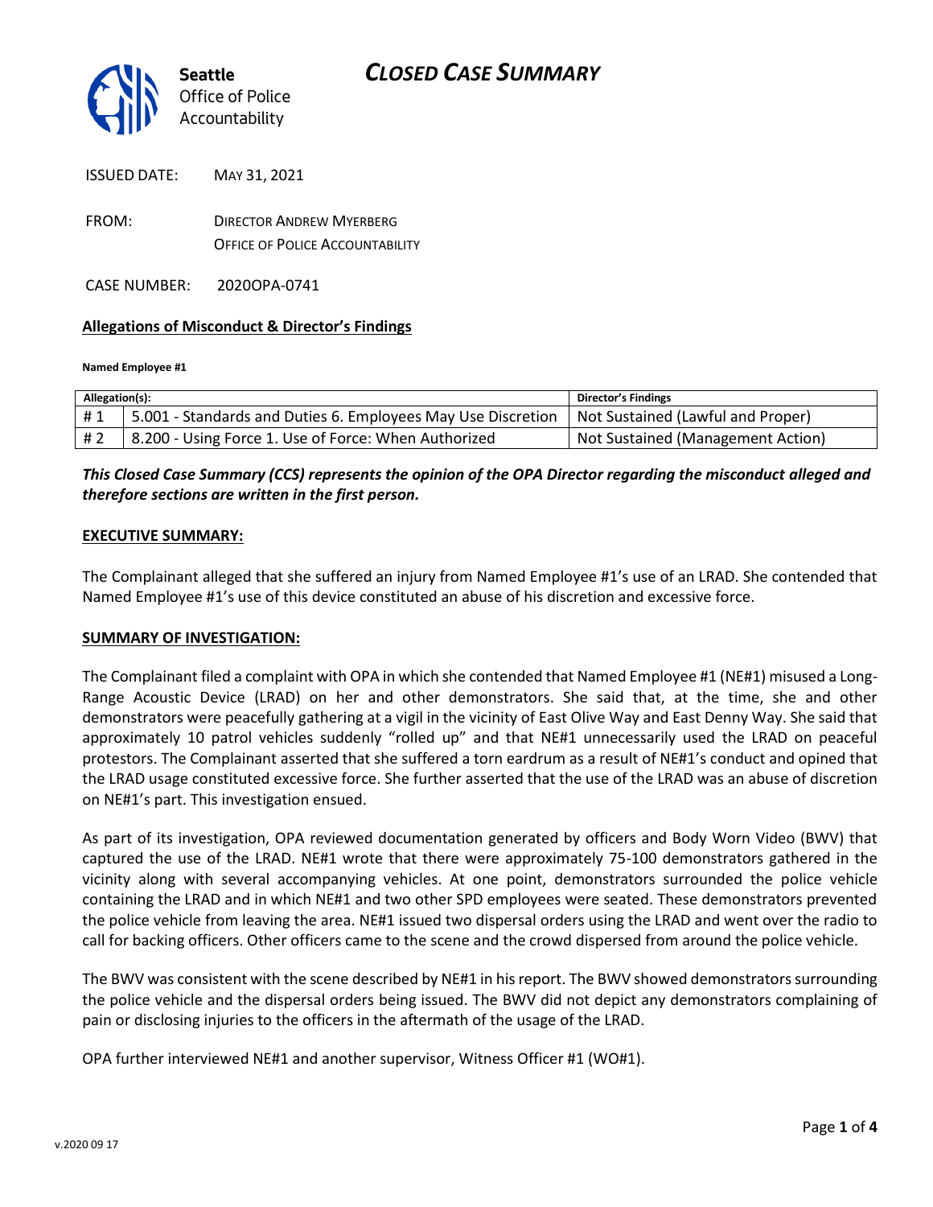Seattle Office of Police Accountability

# CLOSED CASE SUMMARY

ISSUED DATE: MAY 31, 2021

FROM: DIRECTOR ANDREW MYERBERG
OFFICE OF POLICE ACCOUNTABILITY

CASE NUMBER: 2020OPA-0741

**Allegations of Misconduct & Director's Findings**

**Named Employee #1**

| Allegation(s): | | Director's Findings |
|---|---|---|
| # 1 | 5.001 - Standards and Duties 6. Employees May Use Discretion | Not Sustained (Lawful and Proper) |
| # 2 | 8.200 - Using Force 1. Use of Force: When Authorized | Not Sustained (Management Action) |

***This Closed Case Summary (CCS) represents the opinion of the OPA Director regarding the misconduct alleged and therefore sections are written in the first person.***

**EXECUTIVE SUMMARY:**

The Complainant alleged that she suffered an injury from Named Employee #1's use of an LRAD. She contended that Named Employee #1's use of this device constituted an abuse of his discretion and excessive force.

**SUMMARY OF INVESTIGATION:**

The Complainant filed a complaint with OPA in which she contended that Named Employee #1 (NE#1) misused a Long-Range Acoustic Device (LRAD) on her and other demonstrators. She said that, at the time, she and other demonstrators were peacefully gathering at a vigil in the vicinity of East Olive Way and East Denny Way. She said that approximately 10 patrol vehicles suddenly "rolled up" and that NE#1 unnecessarily used the LRAD on peaceful protestors. The Complainant asserted that she suffered a torn eardrum as a result of NE#1's conduct and opined that the LRAD usage constituted excessive force. She further asserted that the use of the LRAD was an abuse of discretion on NE#1's part. This investigation ensued.

As part of its investigation, OPA reviewed documentation generated by officers and Body Worn Video (BWV) that captured the use of the LRAD. NE#1 wrote that there were approximately 75-100 demonstrators gathered in the vicinity along with several accompanying vehicles. At one point, demonstrators surrounded the police vehicle containing the LRAD and in which NE#1 and two other SPD employees were seated. These demonstrators prevented the police vehicle from leaving the area. NE#1 issued two dispersal orders using the LRAD and went over the radio to call for backing officers. Other officers came to the scene and the crowd dispersed from around the police vehicle.

The BWV was consistent with the scene described by NE#1 in his report. The BWV showed demonstrators surrounding the police vehicle and the dispersal orders being issued. The BWV did not depict any demonstrators complaining of pain or disclosing injuries to the officers in the aftermath of the usage of the LRAD.

OPA further interviewed NE#1 and another supervisor, Witness Officer #1 (WO#1).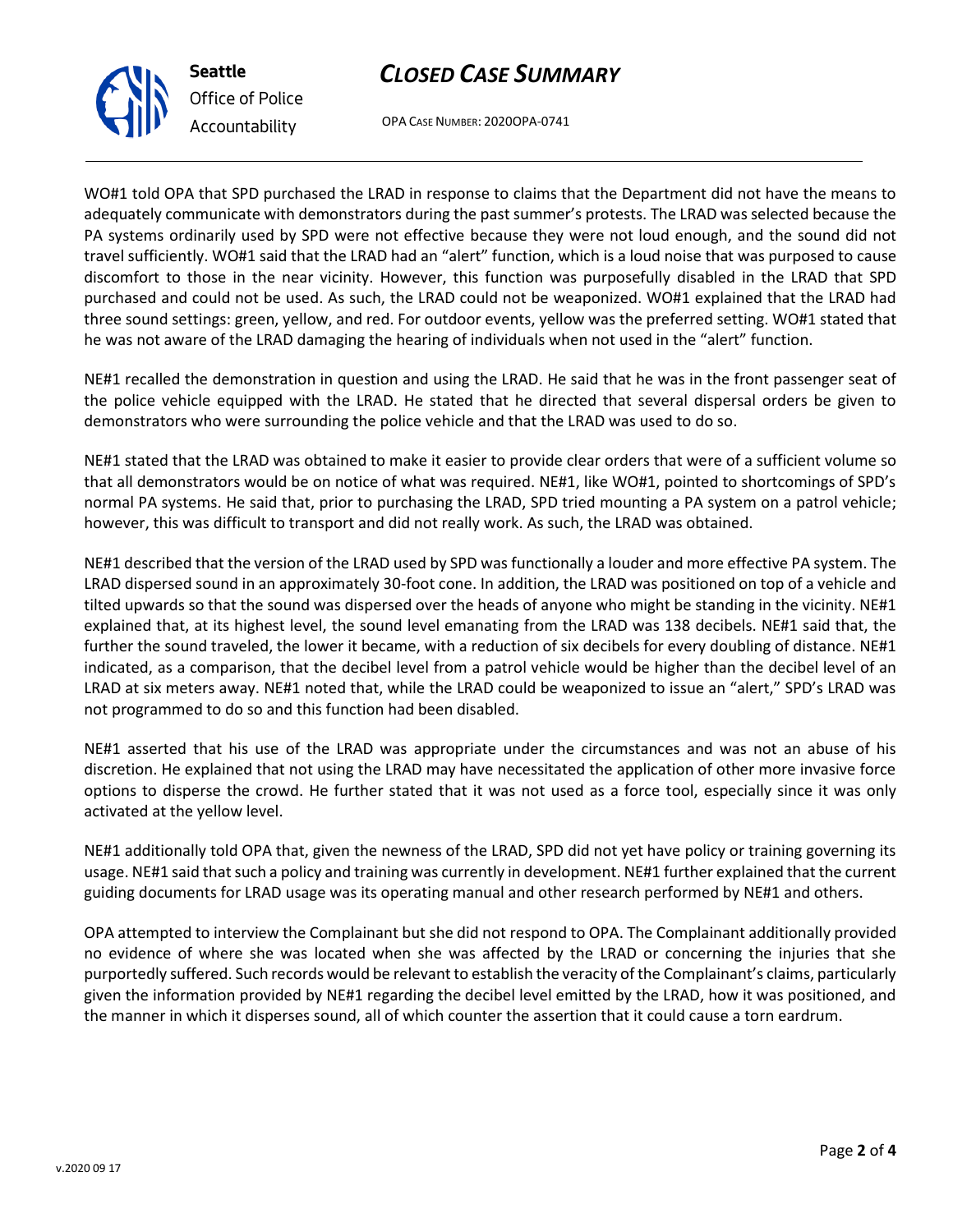WO#1 told OPA that SPD purchased the LRAD in response to claims that the Department did not have the means to adequately communicate with demonstrators during the past summer's protests. The LRAD was selected because the PA systems ordinarily used by SPD were not effective because they were not loud enough, and the sound did not travel sufficiently. WO#1 said that the LRAD had an "alert" function, which is a loud noise that was purposed to cause discomfort to those in the near vicinity. However, this function was purposefully disabled in the LRAD that SPD purchased and could not be used. As such, the LRAD could not be weaponized. WO#1 explained that the LRAD had three sound settings: green, yellow, and red. For outdoor events, yellow was the preferred setting. WO#1 stated that he was not aware of the LRAD damaging the hearing of individuals when not used in the "alert" function.

NE#1 recalled the demonstration in question and using the LRAD. He said that he was in the front passenger seat of the police vehicle equipped with the LRAD. He stated that he directed that several dispersal orders be given to demonstrators who were surrounding the police vehicle and that the LRAD was used to do so.

NE#1 stated that the LRAD was obtained to make it easier to provide clear orders that were of a sufficient volume so that all demonstrators would be on notice of what was required. NE#1, like WO#1, pointed to shortcomings of SPD's normal PA systems. He said that, prior to purchasing the LRAD, SPD tried mounting a PA system on a patrol vehicle; however, this was difficult to transport and did not really work. As such, the LRAD was obtained.

NE#1 described that the version of the LRAD used by SPD was functionally a louder and more effective PA system. The LRAD dispersed sound in an approximately 30-foot cone. In addition, the LRAD was positioned on top of a vehicle and tilted upwards so that the sound was dispersed over the heads of anyone who might be standing in the vicinity. NE#1 explained that, at its highest level, the sound level emanating from the LRAD was 138 decibels. NE#1 said that, the further the sound traveled, the lower it became, with a reduction of six decibels for every doubling of distance. NE#1 indicated, as a comparison, that the decibel level from a patrol vehicle would be higher than the decibel level of an LRAD at six meters away. NE#1 noted that, while the LRAD could be weaponized to issue an "alert," SPD's LRAD was not programmed to do so and this function had been disabled.

NE#1 asserted that his use of the LRAD was appropriate under the circumstances and was not an abuse of his discretion. He explained that not using the LRAD may have necessitated the application of other more invasive force options to disperse the crowd. He further stated that it was not used as a force tool, especially since it was only activated at the yellow level.

NE#1 additionally told OPA that, given the newness of the LRAD, SPD did not yet have policy or training governing its usage. NE#1 said that such a policy and training was currently in development. NE#1 further explained that the current guiding documents for LRAD usage was its operating manual and other research performed by NE#1 and others.

OPA attempted to interview the Complainant but she did not respond to OPA. The Complainant additionally provided no evidence of where she was located when she was affected by the LRAD or concerning the injuries that she purportedly suffered. Such records would be relevant to establish the veracity of the Complainant's claims, particularly given the information provided by NE#1 regarding the decibel level emitted by the LRAD, how it was positioned, and the manner in which it disperses sound, all of which counter the assertion that it could cause a torn eardrum.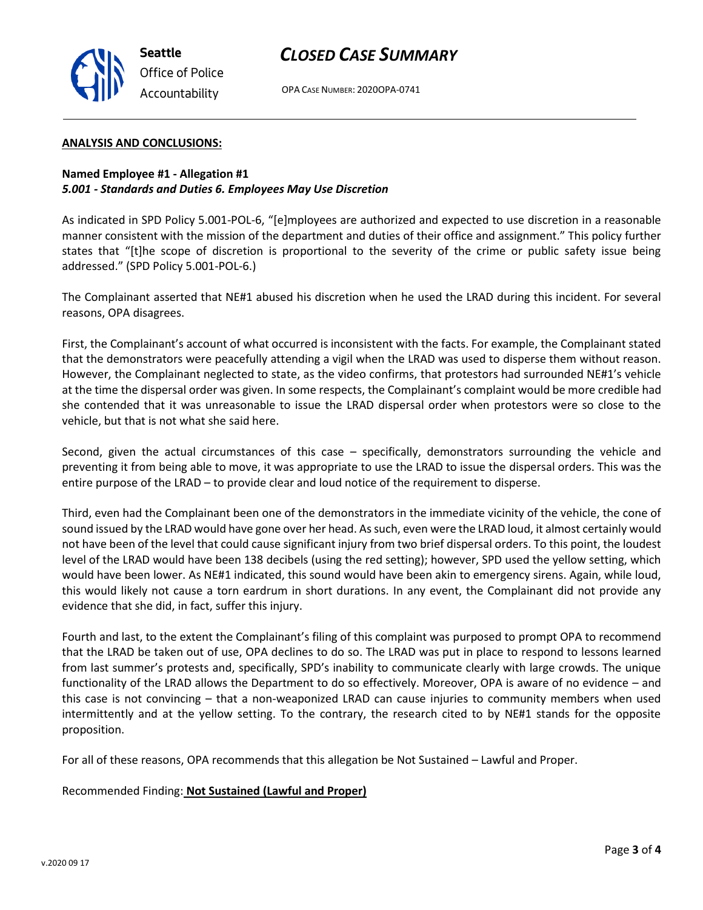**ANALYSIS AND CONCLUSIONS:**

**Named Employee #1 - Allegation #1**
***5.001 - Standards and Duties 6. Employees May Use Discretion***

As indicated in SPD Policy 5.001-POL-6, "[e]mployees are authorized and expected to use discretion in a reasonable manner consistent with the mission of the department and duties of their office and assignment." This policy further states that "[t]he scope of discretion is proportional to the severity of the crime or public safety issue being addressed." (SPD Policy 5.001-POL-6.)

The Complainant asserted that NE#1 abused his discretion when he used the LRAD during this incident. For several reasons, OPA disagrees.

First, the Complainant's account of what occurred is inconsistent with the facts. For example, the Complainant stated that the demonstrators were peacefully attending a vigil when the LRAD was used to disperse them without reason. However, the Complainant neglected to state, as the video confirms, that protestors had surrounded NE#1's vehicle at the time the dispersal order was given. In some respects, the Complainant's complaint would be more credible had she contended that it was unreasonable to issue the LRAD dispersal order when protestors were so close to the vehicle, but that is not what she said here.

Second, given the actual circumstances of this case – specifically, demonstrators surrounding the vehicle and preventing it from being able to move, it was appropriate to use the LRAD to issue the dispersal orders. This was the entire purpose of the LRAD – to provide clear and loud notice of the requirement to disperse.

Third, even had the Complainant been one of the demonstrators in the immediate vicinity of the vehicle, the cone of sound issued by the LRAD would have gone over her head. As such, even were the LRAD loud, it almost certainly would not have been of the level that could cause significant injury from two brief dispersal orders. To this point, the loudest level of the LRAD would have been 138 decibels (using the red setting); however, SPD used the yellow setting, which would have been lower. As NE#1 indicated, this sound would have been akin to emergency sirens. Again, while loud, this would likely not cause a torn eardrum in short durations. In any event, the Complainant did not provide any evidence that she did, in fact, suffer this injury.

Fourth and last, to the extent the Complainant's filing of this complaint was purposed to prompt OPA to recommend that the LRAD be taken out of use, OPA declines to do so. The LRAD was put in place to respond to lessons learned from last summer's protests and, specifically, SPD's inability to communicate clearly with large crowds. The unique functionality of the LRAD allows the Department to do so effectively. Moreover, OPA is aware of no evidence – and this case is not convincing – that a non-weaponized LRAD can cause injuries to community members when used intermittently and at the yellow setting. To the contrary, the research cited to by NE#1 stands for the opposite proposition.

For all of these reasons, OPA recommends that this allegation be Not Sustained – Lawful and Proper.

Recommended Finding: **Not Sustained (Lawful and Proper)**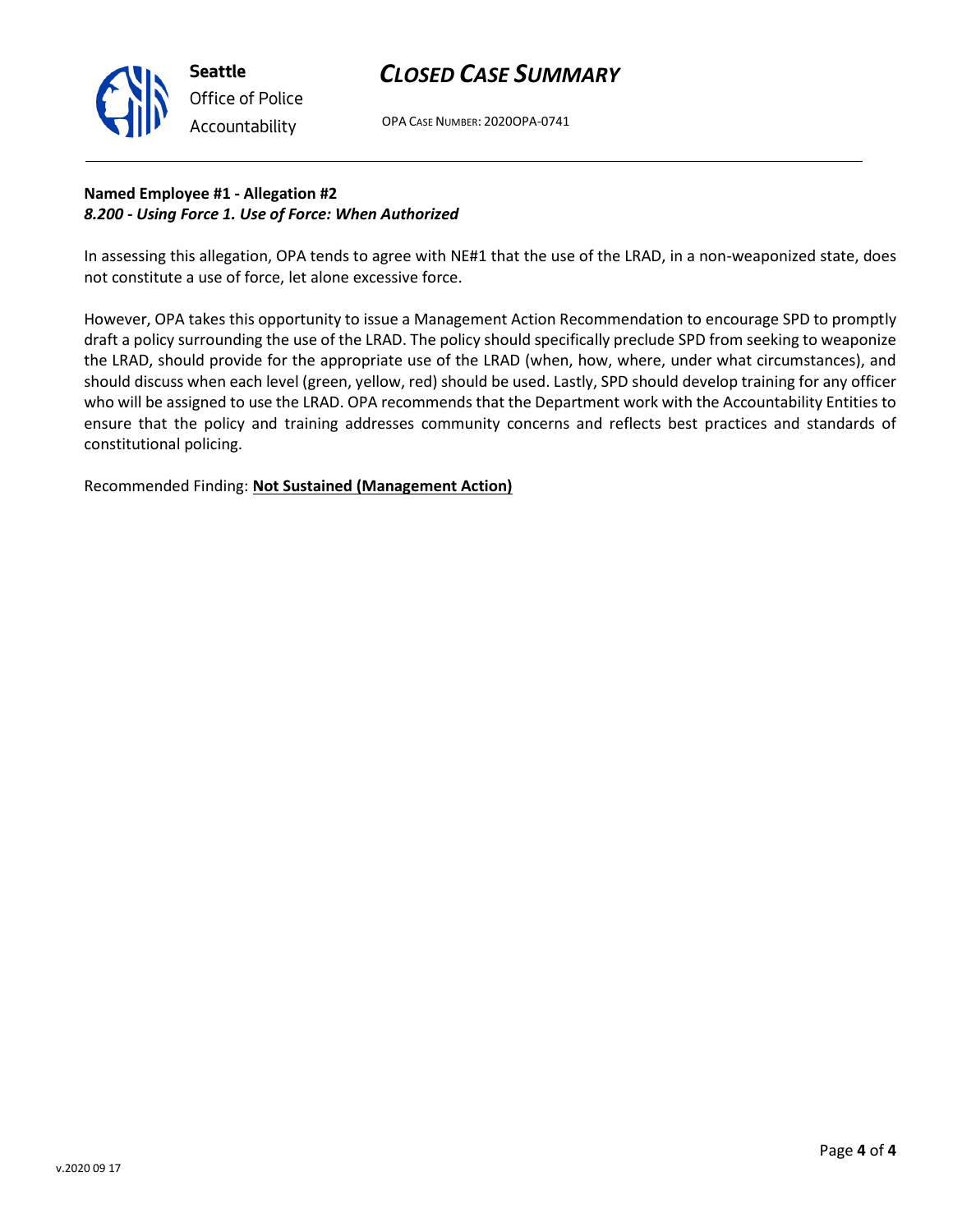**Named Employee #1 - Allegation #2**
***8.200 - Using Force 1. Use of Force: When Authorized***

In assessing this allegation, OPA tends to agree with NE#1 that the use of the LRAD, in a non-weaponized state, does not constitute a use of force, let alone excessive force.

However, OPA takes this opportunity to issue a Management Action Recommendation to encourage SPD to promptly draft a policy surrounding the use of the LRAD. The policy should specifically preclude SPD from seeking to weaponize the LRAD, should provide for the appropriate use of the LRAD (when, how, where, under what circumstances), and should discuss when each level (green, yellow, red) should be used. Lastly, SPD should develop training for any officer who will be assigned to use the LRAD. OPA recommends that the Department work with the Accountability Entities to ensure that the policy and training addresses community concerns and reflects best practices and standards of constitutional policing.

Recommended Finding: **Not Sustained (Management Action)**